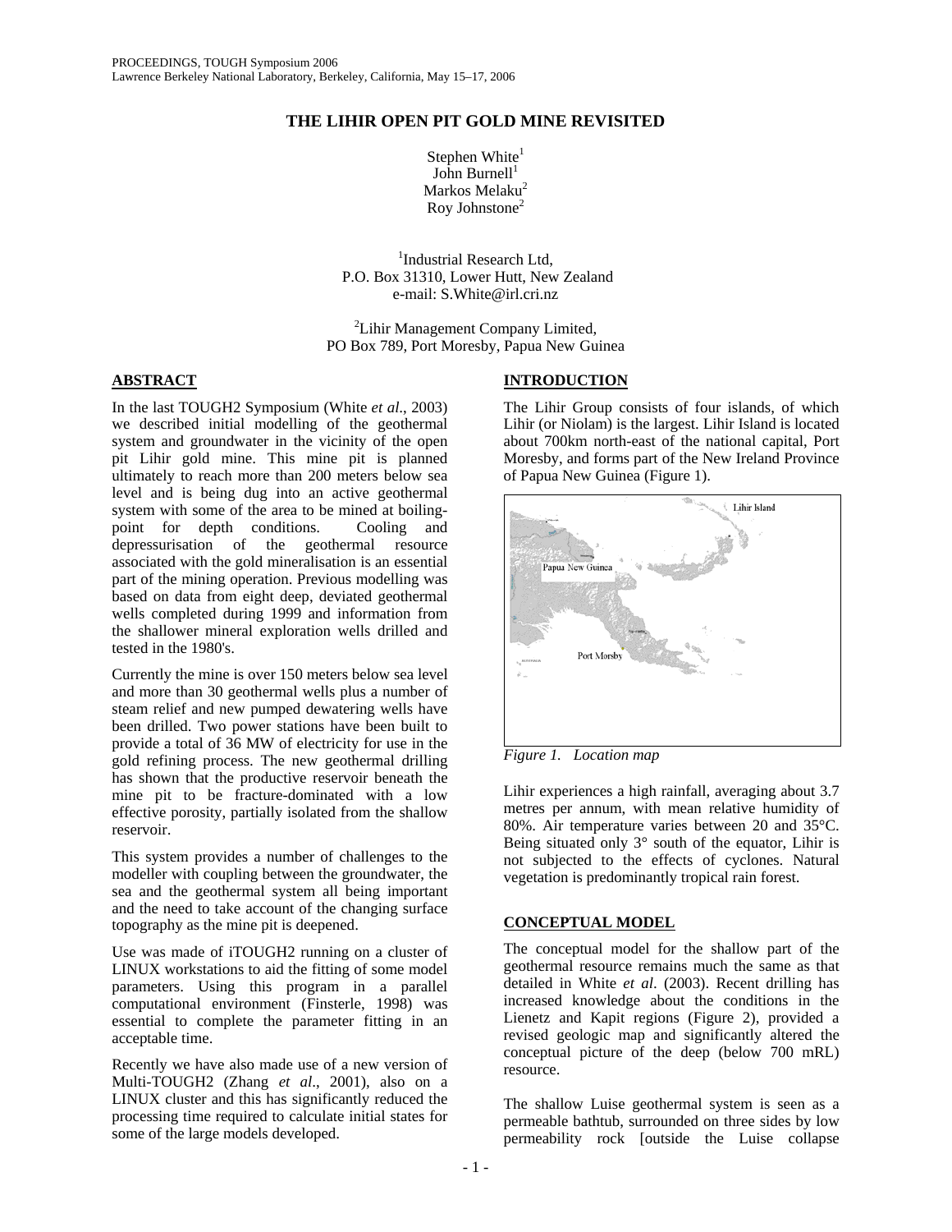# THE LIHIR OPEN PIT GOLD MINE REVISITED

Stephen White[1]
John Burnell[1]
Markos Melaku[2]
Roy Johnstone[2]

[1]Industrial Research Ltd,
P.O. Box 31310, Lower Hutt, New Zealand
e-mail: S.White@irl.cri.nz

[2]Lihir Management Company Limited,
PO Box 789, Port Moresby, Papua New Guinea

## ABSTRACT

In the last TOUGH2 Symposium (White *et al*., 2003) we described initial modelling of the geothermal system and groundwater in the vicinity of the open pit Lihir gold mine. This mine pit is planned ultimately to reach more than 200 meters below sea level and is being dug into an active geothermal system with some of the area to be mined at boiling-point for depth conditions. Cooling and depressurisation of the geothermal resource associated with the gold mineralisation is an essential part of the mining operation. Previous modelling was based on data from eight deep, deviated geothermal wells completed during 1999 and information from the shallower mineral exploration wells drilled and tested in the 1980's.

Currently the mine is over 150 meters below sea level and more than 30 geothermal wells plus a number of steam relief and new pumped dewatering wells have been drilled. Two power stations have been built to provide a total of 36 MW of electricity for use in the gold refining process. The new geothermal drilling has shown that the productive reservoir beneath the mine pit to be fracture-dominated with a low effective porosity, partially isolated from the shallow reservoir.

This system provides a number of challenges to the modeller with coupling between the groundwater, the sea and the geothermal system all being important and the need to take account of the changing surface topography as the mine pit is deepened.

Use was made of iTOUGH2 running on a cluster of LINUX workstations to aid the fitting of some model parameters. Using this program in a parallel computational environment (Finsterle, 1998) was essential to complete the parameter fitting in an acceptable time.

Recently we have also made use of a new version of Multi-TOUGH2 (Zhang *et al*., 2001), also on a LINUX cluster and this has significantly reduced the processing time required to calculate initial states for some of the large models developed.

## INTRODUCTION

The Lihir Group consists of four islands, of which Lihir (or Niolam) is the largest. Lihir Island is located about 700km north-east of the national capital, Port Moresby, and forms part of the New Ireland Province of Papua New Guinea (Figure 1).

*Figure 1. Location map*

Lihir experiences a high rainfall, averaging about 3.7 metres per annum, with mean relative humidity of 80%. Air temperature varies between 20 and 35°C. Being situated only 3° south of the equator, Lihir is not subjected to the effects of cyclones. Natural vegetation is predominantly tropical rain forest.

## CONCEPTUAL MODEL

The conceptual model for the shallow part of the geothermal resource remains much the same as that detailed in White *et al*. (2003). Recent drilling has increased knowledge about the conditions in the Lienetz and Kapit regions (Figure 2), provided a revised geologic map and significantly altered the conceptual picture of the deep (below 700 mRL) resource.

The shallow Luise geothermal system is seen as a permeable bathtub, surrounded on three sides by low permeability rock [outside the Luise collapse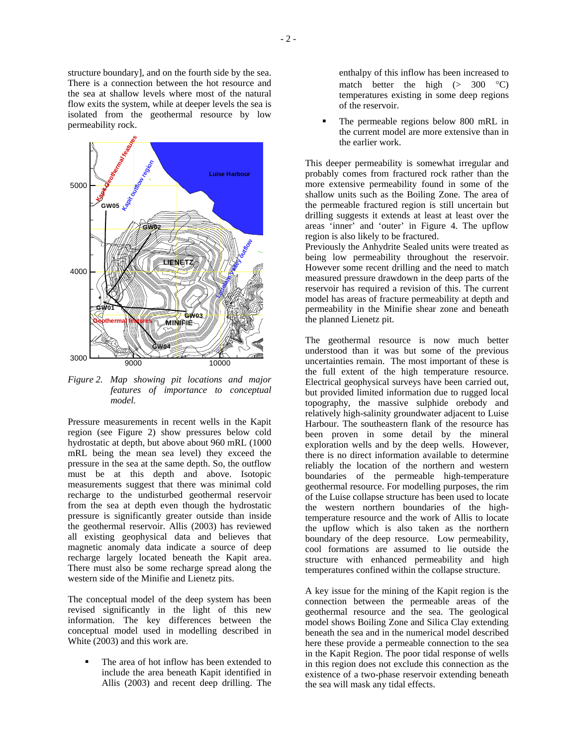structure boundary], and on the fourth side by the sea. There is a connection between the hot resource and the sea at shallow levels where most of the natural flow exits the system, while at deeper levels the sea is isolated from the geothermal resource by low permeability rock.

*Figure 2. Map showing pit locations and major features of importance to conceptual model.*

Pressure measurements in recent wells in the Kapit region (see Figure 2) show pressures below cold hydrostatic at depth, but above about 960 mRL (1000 mRL being the mean sea level) they exceed the pressure in the sea at the same depth. So, the outflow must be at this depth and above. Isotopic measurements suggest that there was minimal cold recharge to the undisturbed geothermal reservoir from the sea at depth even though the hydrostatic pressure is significantly greater outside than inside the geothermal reservoir. Allis (2003) has reviewed all existing geophysical data and believes that magnetic anomaly data indicate a source of deep recharge largely located beneath the Kapit area. There must also be some recharge spread along the western side of the Minifie and Lienetz pits.

The conceptual model of the deep system has been revised significantly in the light of this new information. The key differences between the conceptual model used in modelling described in White (2003) and this work are.

- The area of hot inflow has been extended to include the area beneath Kapit identified in Allis (2003) and recent deep drilling. The enthalpy of this inflow has been increased to match better the high (> 300 °C) temperatures existing in some deep regions of the reservoir.
- The permeable regions below 800 mRL in the current model are more extensive than in the earlier work.

This deeper permeability is somewhat irregular and probably comes from fractured rock rather than the more extensive permeability found in some of the shallow units such as the Boiling Zone. The area of the permeable fractured region is still uncertain but drilling suggests it extends at least at least over the areas 'inner' and 'outer' in Figure 4. The upflow region is also likely to be fractured.
Previously the Anhydrite Sealed units were treated as being low permeability throughout the reservoir. However some recent drilling and the need to match measured pressure drawdown in the deep parts of the reservoir has required a revision of this. The current model has areas of fracture permeability at depth and permeability in the Minifie shear zone and beneath the planned Lienetz pit.

The geothermal resource is now much better understood than it was but some of the previous uncertainties remain. The most important of these is the full extent of the high temperature resource. Electrical geophysical surveys have been carried out, but provided limited information due to rugged local topography, the massive sulphide orebody and relatively high-salinity groundwater adjacent to Luise Harbour. The southeastern flank of the resource has been proven in some detail by the mineral exploration wells and by the deep wells. However, there is no direct information available to determine reliably the location of the northern and western boundaries of the permeable high-temperature geothermal resource. For modelling purposes, the rim of the Luise collapse structure has been used to locate the western northern boundaries of the high-temperature resource and the work of Allis to locate the upflow which is also taken as the northern boundary of the deep resource. Low permeability, cool formations are assumed to lie outside the structure with enhanced permeability and high temperatures confined within the collapse structure.

A key issue for the mining of the Kapit region is the connection between the permeable areas of the geothermal resource and the sea. The geological model shows Boiling Zone and Silica Clay extending beneath the sea and in the numerical model described here these provide a permeable connection to the sea in the Kapit Region. The poor tidal response of wells in this region does not exclude this connection as the existence of a two-phase reservoir extending beneath the sea will mask any tidal effects.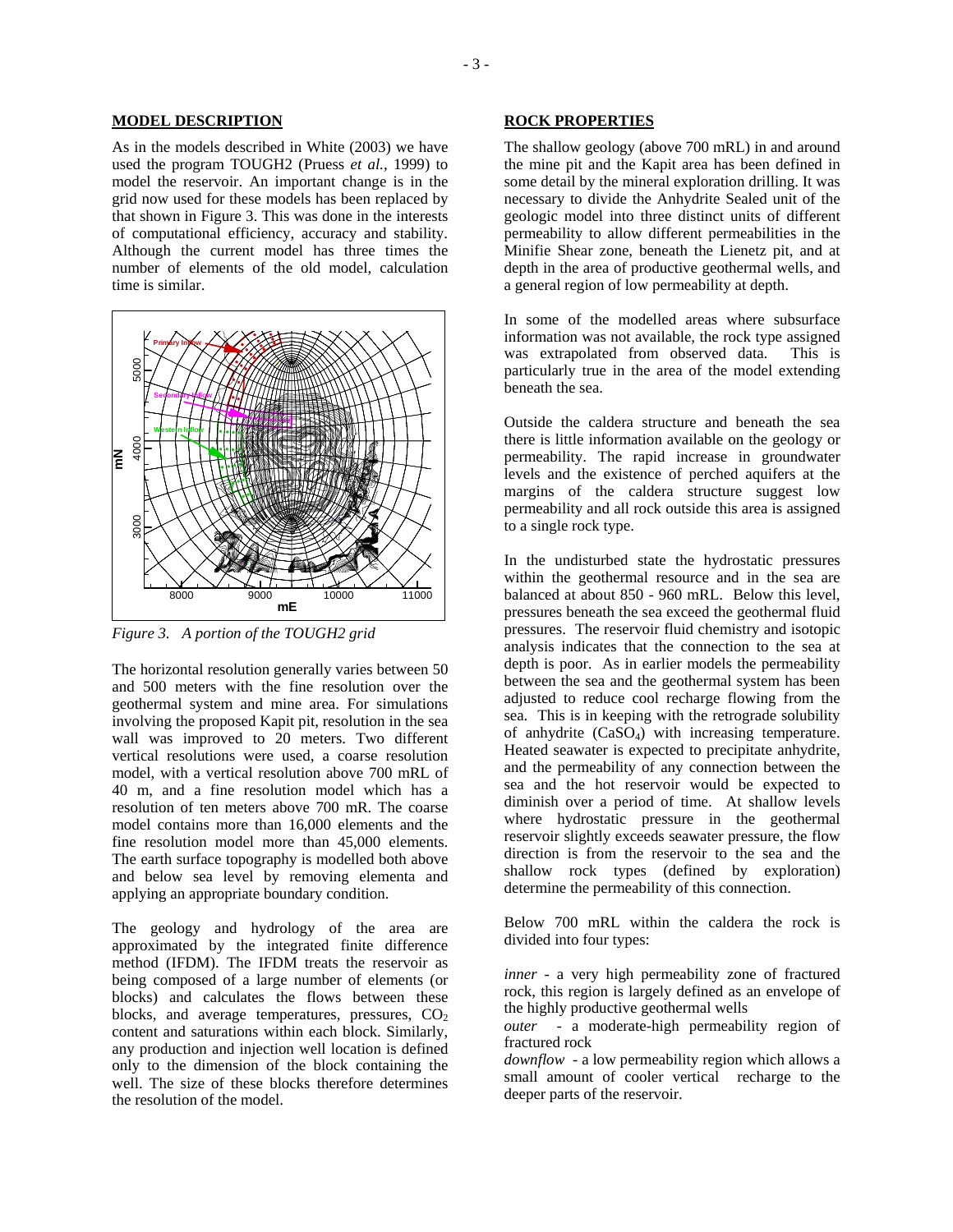## MODEL DESCRIPTION

As in the models described in White (2003) we have used the program TOUGH2 (Pruess *et al.*, 1999) to model the reservoir. An important change is in the grid now used for these models has been replaced by that shown in Figure 3. This was done in the interests of computational efficiency, accuracy and stability. Although the current model has three times the number of elements of the old model, calculation time is similar.

*Figure 3. A portion of the TOUGH2 grid*

The horizontal resolution generally varies between 50 and 500 meters with the fine resolution over the geothermal system and mine area. For simulations involving the proposed Kapit pit, resolution in the sea wall was improved to 20 meters. Two different vertical resolutions were used, a coarse resolution model, with a vertical resolution above 700 mRL of 40 m, and a fine resolution model which has a resolution of ten meters above 700 mR. The coarse model contains more than 16,000 elements and the fine resolution model more than 45,000 elements. The earth surface topography is modelled both above and below sea level by removing elementa and applying an appropriate boundary condition.

The geology and hydrology of the area are approximated by the integrated finite difference method (IFDM). The IFDM treats the reservoir as being composed of a large number of elements (or blocks) and calculates the flows between these blocks, and average temperatures, pressures, $CO_2$ content and saturations within each block. Similarly, any production and injection well location is defined only to the dimension of the block containing the well. The size of these blocks therefore determines the resolution of the model.

## ROCK PROPERTIES

The shallow geology (above 700 mRL) in and around the mine pit and the Kapit area has been defined in some detail by the mineral exploration drilling. It was necessary to divide the Anhydrite Sealed unit of the geologic model into three distinct units of different permeability to allow different permeabilities in the Minifie Shear zone, beneath the Lienetz pit, and at depth in the area of productive geothermal wells, and a general region of low permeability at depth.

In some of the modelled areas where subsurface information was not available, the rock type assigned was extrapolated from observed data. This is particularly true in the area of the model extending beneath the sea.

Outside the caldera structure and beneath the sea there is little information available on the geology or permeability. The rapid increase in groundwater levels and the existence of perched aquifers at the margins of the caldera structure suggest low permeability and all rock outside this area is assigned to a single rock type.

In the undisturbed state the hydrostatic pressures within the geothermal resource and in the sea are balanced at about 850 - 960 mRL. Below this level, pressures beneath the sea exceed the geothermal fluid pressures. The reservoir fluid chemistry and isotopic analysis indicates that the connection to the sea at depth is poor. As in earlier models the permeability between the sea and the geothermal system has been adjusted to reduce cool recharge flowing from the sea. This is in keeping with the retrograde solubility of anhydrite ($CaSO_4$) with increasing temperature. Heated seawater is expected to precipitate anhydrite, and the permeability of any connection between the sea and the hot reservoir would be expected to diminish over a period of time. At shallow levels where hydrostatic pressure in the geothermal reservoir slightly exceeds seawater pressure, the flow direction is from the reservoir to the sea and the shallow rock types (defined by exploration) determine the permeability of this connection.

Below 700 mRL within the caldera the rock is divided into four types:

*inner* - a very high permeability zone of fractured rock, this region is largely defined as an envelope of the highly productive geothermal wells

*outer* - a moderate-high permeability region of fractured rock

*downflow* - a low permeability region which allows a small amount of cooler vertical recharge to the deeper parts of the reservoir.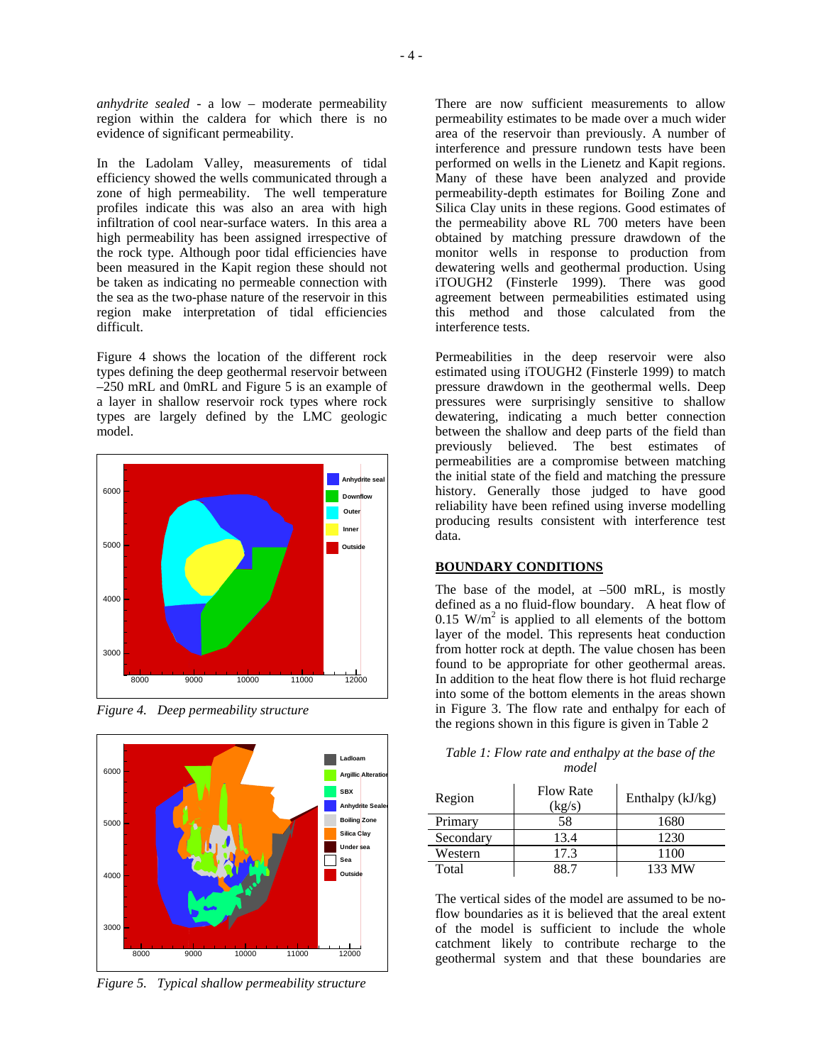*anhydrite sealed* - a low – moderate permeability region within the caldera for which there is no evidence of significant permeability.

In the Ladolam Valley, measurements of tidal efficiency showed the wells communicated through a zone of high permeability. The well temperature profiles indicate this was also an area with high infiltration of cool near-surface waters. In this area a high permeability has been assigned irrespective of the rock type. Although poor tidal efficiencies have been measured in the Kapit region these should not be taken as indicating no permeable connection with the sea as the two-phase nature of the reservoir in this region make interpretation of tidal efficiencies difficult.

Figure 4 shows the location of the different rock types defining the deep geothermal reservoir between –250 mRL and 0mRL and Figure 5 is an example of a layer in shallow reservoir rock types where rock types are largely defined by the LMC geologic model.

*Figure 4. Deep permeability structure*

*Figure 5. Typical shallow permeability structure*

There are now sufficient measurements to allow permeability estimates to be made over a much wider area of the reservoir than previously. A number of interference and pressure rundown tests have been performed on wells in the Lienetz and Kapit regions. Many of these have been analyzed and provide permeability-depth estimates for Boiling Zone and Silica Clay units in these regions. Good estimates of the permeability above RL 700 meters have been obtained by matching pressure drawdown of the monitor wells in response to production from dewatering wells and geothermal production. Using iTOUGH2 (Finsterle 1999). There was good agreement between permeabilities estimated using this method and those calculated from the interference tests.

Permeabilities in the deep reservoir were also estimated using iTOUGH2 (Finsterle 1999) to match pressure drawdown in the geothermal wells. Deep pressures were surprisingly sensitive to shallow dewatering, indicating a much better connection between the shallow and deep parts of the field than previously believed. The best estimates of permeabilities are a compromise between matching the initial state of the field and matching the pressure history. Generally those judged to have good reliability have been refined using inverse modelling producing results consistent with interference test data.

## BOUNDARY CONDITIONS

The base of the model, at –500 mRL, is mostly defined as a no fluid-flow boundary. A heat flow of 0.15 $W/m^2$ is applied to all elements of the bottom layer of the model. This represents heat conduction from hotter rock at depth. The value chosen has been found to be appropriate for other geothermal areas. In addition to the heat flow there is hot fluid recharge into some of the bottom elements in the areas shown in Figure 3. The flow rate and enthalpy for each of the regions shown in this figure is given in Table 2

*Table 1: Flow rate and enthalpy at the base of the model*

| Region | Flow Rate (kg/s) | Enthalpy (kJ/kg) |
|---|---|---|
| Primary | 58 | 1680 |
| Secondary | 13.4 | 1230 |
| Western | 17.3 | 1100 |
| Total | 88.7 | 133 MW |

The vertical sides of the model are assumed to be no-flow boundaries as it is believed that the areal extent of the model is sufficient to include the whole catchment likely to contribute recharge to the geothermal system and that these boundaries are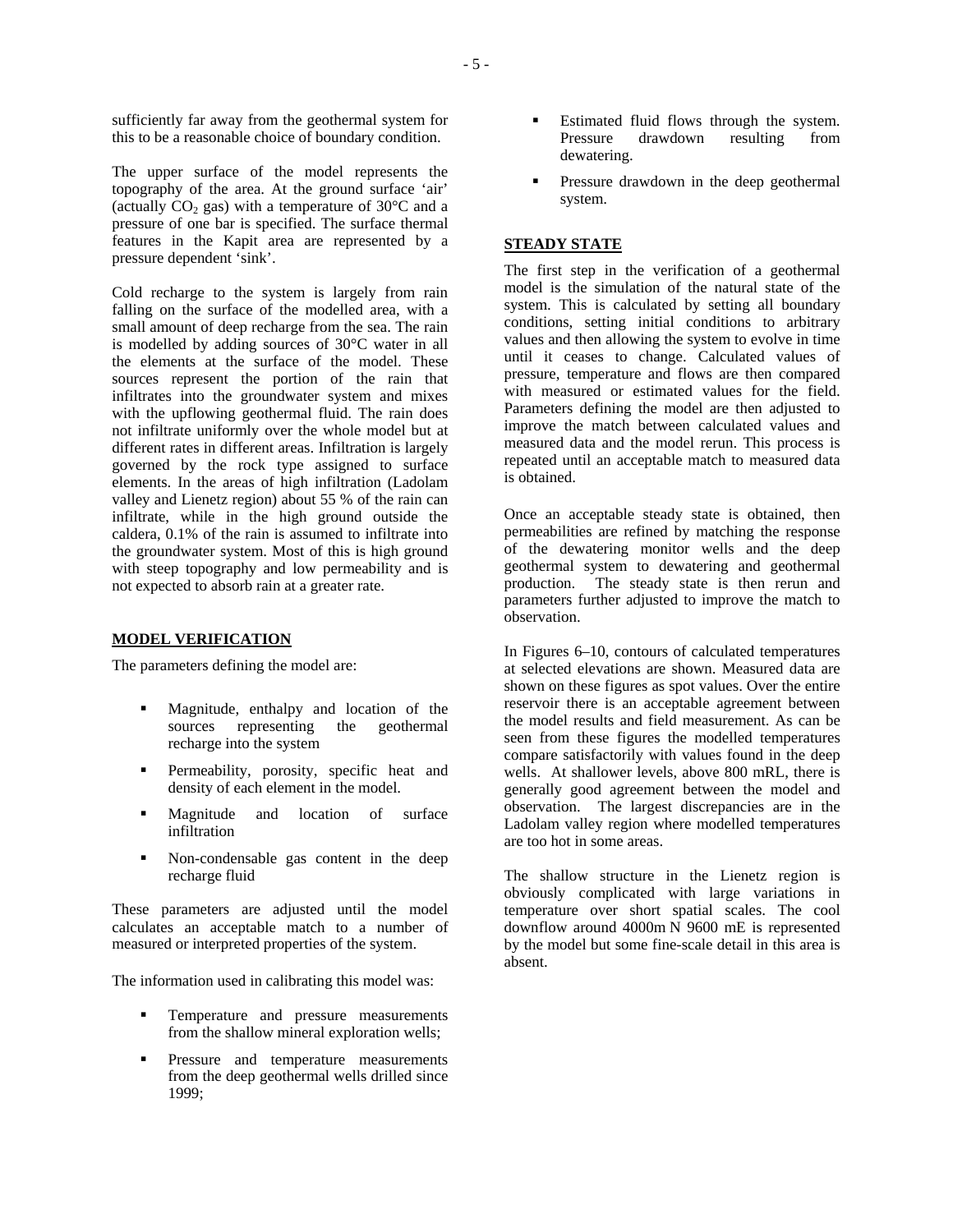sufficiently far away from the geothermal system for this to be a reasonable choice of boundary condition.

The upper surface of the model represents the topography of the area. At the ground surface 'air' (actually $CO_2$ gas) with a temperature of 30°C and a pressure of one bar is specified. The surface thermal features in the Kapit area are represented by a pressure dependent 'sink'.

Cold recharge to the system is largely from rain falling on the surface of the modelled area, with a small amount of deep recharge from the sea. The rain is modelled by adding sources of 30°C water in all the elements at the surface of the model. These sources represent the portion of the rain that infiltrates into the groundwater system and mixes with the upflowing geothermal fluid. The rain does not infiltrate uniformly over the whole model but at different rates in different areas. Infiltration is largely governed by the rock type assigned to surface elements. In the areas of high infiltration (Ladolam valley and Lienetz region) about 55 % of the rain can infiltrate, while in the high ground outside the caldera, 0.1% of the rain is assumed to infiltrate into the groundwater system. Most of this is high ground with steep topography and low permeability and is not expected to absorb rain at a greater rate.

## MODEL VERIFICATION

The parameters defining the model are:

- Magnitude, enthalpy and location of the sources representing the geothermal recharge into the system
- Permeability, porosity, specific heat and density of each element in the model.
- Magnitude and location of surface infiltration
- Non-condensable gas content in the deep recharge fluid

These parameters are adjusted until the model calculates an acceptable match to a number of measured or interpreted properties of the system.

The information used in calibrating this model was:

- Temperature and pressure measurements from the shallow mineral exploration wells;
- Pressure and temperature measurements from the deep geothermal wells drilled since 1999;
- Estimated fluid flows through the system. Pressure drawdown resulting from dewatering.
- Pressure drawdown in the deep geothermal system.

## STEADY STATE

The first step in the verification of a geothermal model is the simulation of the natural state of the system. This is calculated by setting all boundary conditions, setting initial conditions to arbitrary values and then allowing the system to evolve in time until it ceases to change. Calculated values of pressure, temperature and flows are then compared with measured or estimated values for the field. Parameters defining the model are then adjusted to improve the match between calculated values and measured data and the model rerun. This process is repeated until an acceptable match to measured data is obtained.

Once an acceptable steady state is obtained, then permeabilities are refined by matching the response of the dewatering monitor wells and the deep geothermal system to dewatering and geothermal production. The steady state is then rerun and parameters further adjusted to improve the match to observation.

In Figures 6–10, contours of calculated temperatures at selected elevations are shown. Measured data are shown on these figures as spot values. Over the entire reservoir there is an acceptable agreement between the model results and field measurement. As can be seen from these figures the modelled temperatures compare satisfactorily with values found in the deep wells. At shallower levels, above 800 mRL, there is generally good agreement between the model and observation. The largest discrepancies are in the Ladolam valley region where modelled temperatures are too hot in some areas.

The shallow structure in the Lienetz region is obviously complicated with large variations in temperature over short spatial scales. The cool downflow around 4000m N 9600 mE is represented by the model but some fine-scale detail in this area is absent.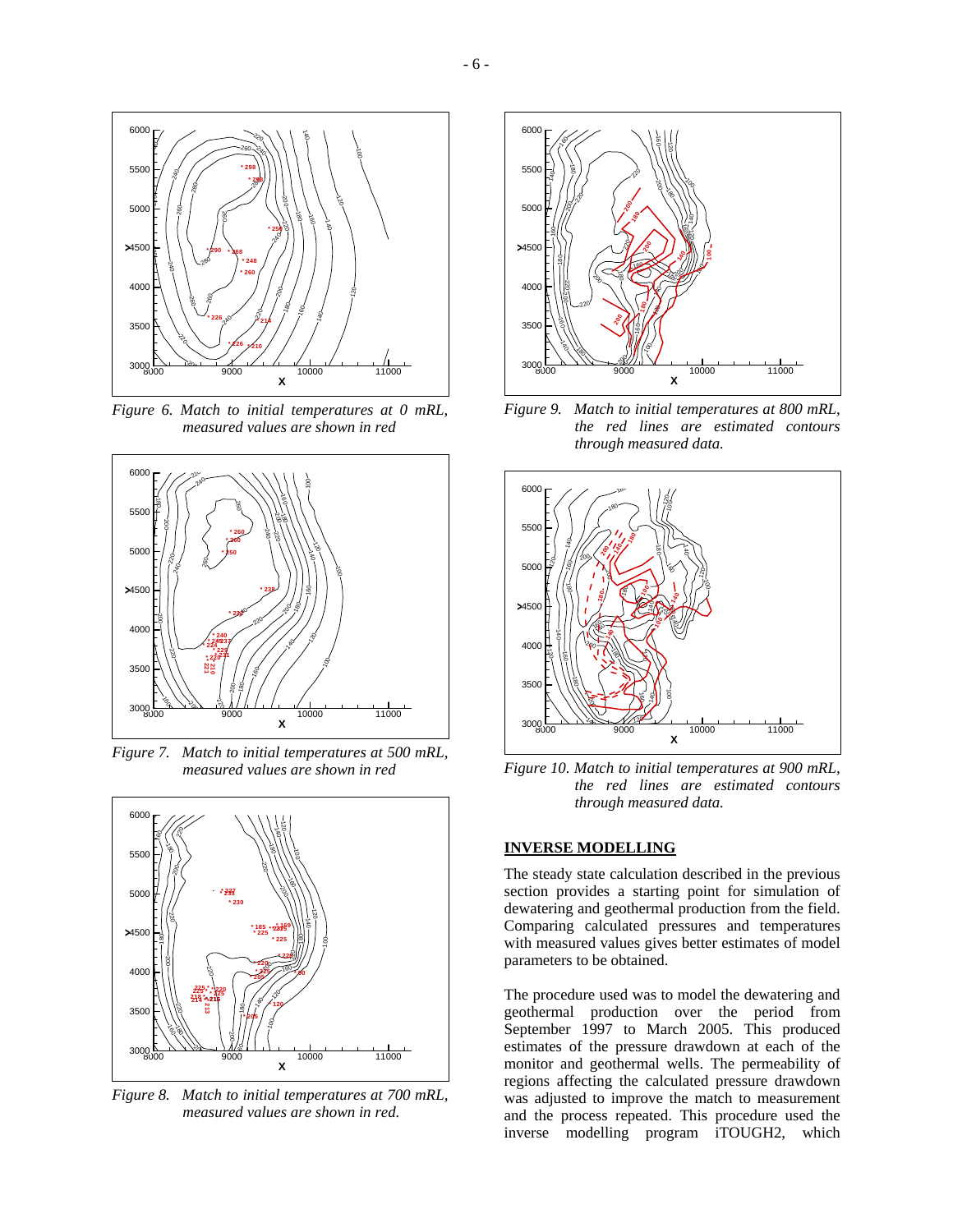Figure 6. Match to initial temperatures at 0 mRL, measured values are shown in red

Figure 7. Match to initial temperatures at 500 mRL, measured values are shown in red

Figure 8. Match to initial temperatures at 700 mRL, measured values are shown in red.

Figure 9. Match to initial temperatures at 800 mRL, the red lines are estimated contours through measured data.

Figure 10. Match to initial temperatures at 900 mRL, the red lines are estimated contours through measured data.

## INVERSE MODELLING

The steady state calculation described in the previous section provides a starting point for simulation of dewatering and geothermal production from the field. Comparing calculated pressures and temperatures with measured values gives better estimates of model parameters to be obtained.

The procedure used was to model the dewatering and geothermal production over the period from September 1997 to March 2005. This produced estimates of the pressure drawdown at each of the monitor and geothermal wells. The permeability of regions affecting the calculated pressure drawdown was adjusted to improve the match to measurement and the process repeated. This procedure used the inverse modelling program iTOUGH2, which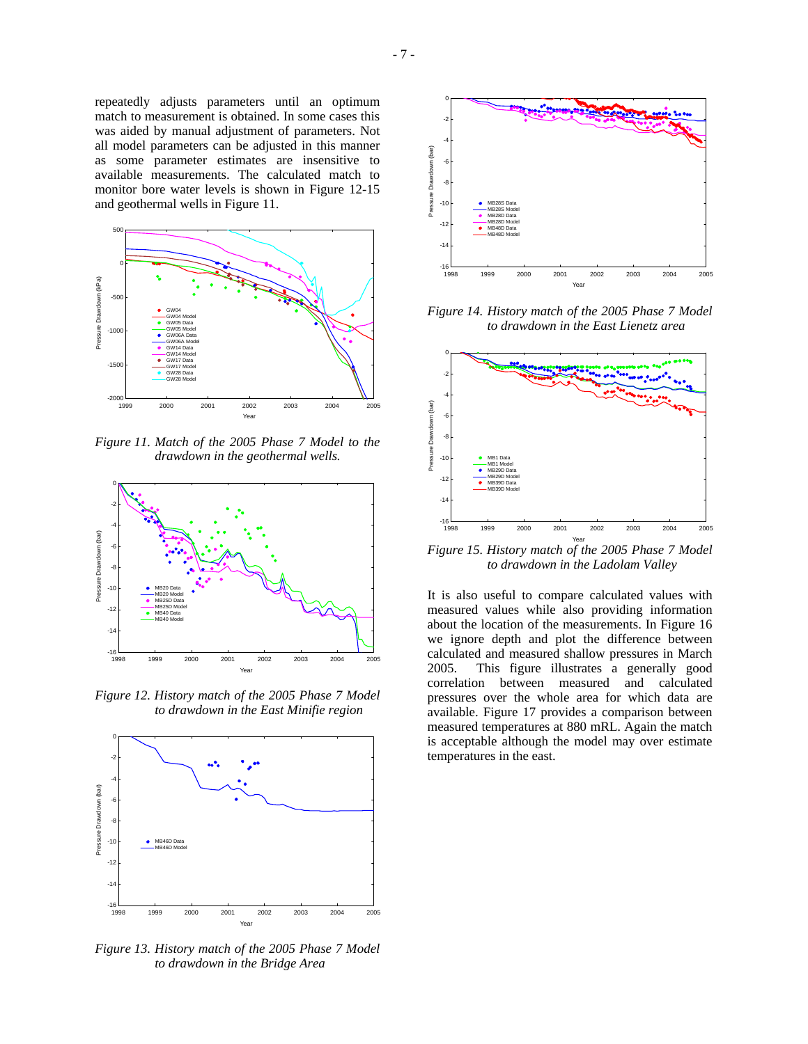repeatedly adjusts parameters until an optimum match to measurement is obtained. In some cases this was aided by manual adjustment of parameters. Not all model parameters can be adjusted in this manner as some parameter estimates are insensitive to available measurements. The calculated match to monitor bore water levels is shown in Figure 12-15 and geothermal wells in Figure 11.

*Figure 11. Match of the 2005 Phase 7 Model to the drawdown in the geothermal wells.*

*Figure 12. History match of the 2005 Phase 7 Model to drawdown in the East Minifie region*

*Figure 13. History match of the 2005 Phase 7 Model to drawdown in the Bridge Area*

*Figure 14. History match of the 2005 Phase 7 Model to drawdown in the East Lienetz area*

*Figure 15. History match of the 2005 Phase 7 Model to drawdown in the Ladolam Valley*

It is also useful to compare calculated values with measured values while also providing information about the location of the measurements. In Figure 16 we ignore depth and plot the difference between calculated and measured shallow pressures in March 2005. This figure illustrates a generally good correlation between measured and calculated pressures over the whole area for which data are available. Figure 17 provides a comparison between measured temperatures at 880 mRL. Again the match is acceptable although the model may over estimate temperatures in the east.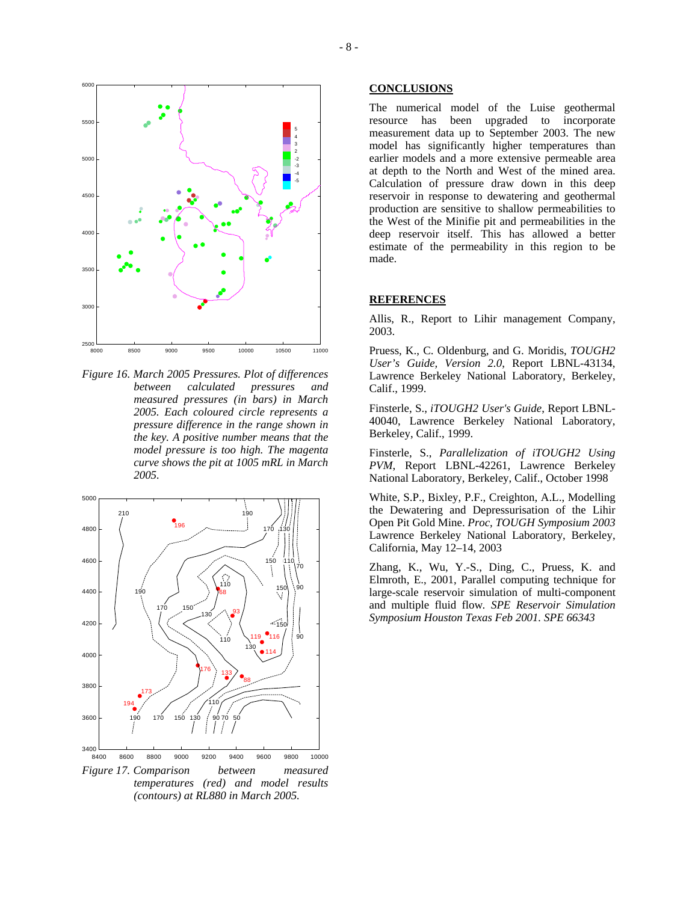6000

5500

5000

4500

4000

3500

3000

2500

8000 8500 9000 9500 10000 10500 11000

5
4
3
2
-2
-3
-4
-5

*Figure 16. March 2005 Pressures. Plot of differences between calculated pressures and measured pressures (in bars) in March 2005. Each coloured circle represents a pressure difference in the range shown in the key. A positive number means that the model pressure is too high. The magenta curve shows the pit at 1005 mRL in March 2005.*

5000

4800

4600

4400

4200

4000

3800

3600

3400

8400 8600 8800 9000 9200 9400 9600 9800 10000

210 190 196 170 130 150 110 70 110 68 150 90 190 170 150 130 93 150 110 119 116 90 130 114 176 133 88 173 194 110 190 170 150 130 90 70 50

*Figure 17. Comparison between measured temperatures (red) and model results (contours) at RL880 in March 2005.*

## CONCLUSIONS

The numerical model of the Luise geothermal resource has been upgraded to incorporate measurement data up to September 2003. The new model has significantly higher temperatures than earlier models and a more extensive permeable area at depth to the North and West of the mined area. Calculation of pressure draw down in this deep reservoir in response to dewatering and geothermal production are sensitive to shallow permeabilities to the West of the Minifie pit and permeabilities in the deep reservoir itself. This has allowed a better estimate of the permeability in this region to be made.

## REFERENCES

Allis, R., Report to Lihir management Company, 2003.

Pruess, K., C. Oldenburg, and G. Moridis, *TOUGH2 User's Guide, Version 2.0*, Report LBNL-43134, Lawrence Berkeley National Laboratory, Berkeley, Calif., 1999.

Finsterle, S., *iTOUGH2 User's Guide*, Report LBNL-40040, Lawrence Berkeley National Laboratory, Berkeley, Calif., 1999.

Finsterle, S., *Parallelization of iTOUGH2 Using PVM*, Report LBNL-42261, Lawrence Berkeley National Laboratory, Berkeley, Calif., October 1998

White, S.P., Bixley, P.F., Creighton, A.L., Modelling the Dewatering and Depressurisation of the Lihir Open Pit Gold Mine. *Proc, TOUGH Symposium 2003* Lawrence Berkeley National Laboratory, Berkeley, California, May 12–14, 2003

Zhang, K., Wu, Y.-S., Ding, C., Pruess, K. and Elmroth, E., 2001, Parallel computing technique for large-scale reservoir simulation of multi-component and multiple fluid flow. *SPE Reservoir Simulation Symposium Houston Texas Feb 2001. SPE 66343*